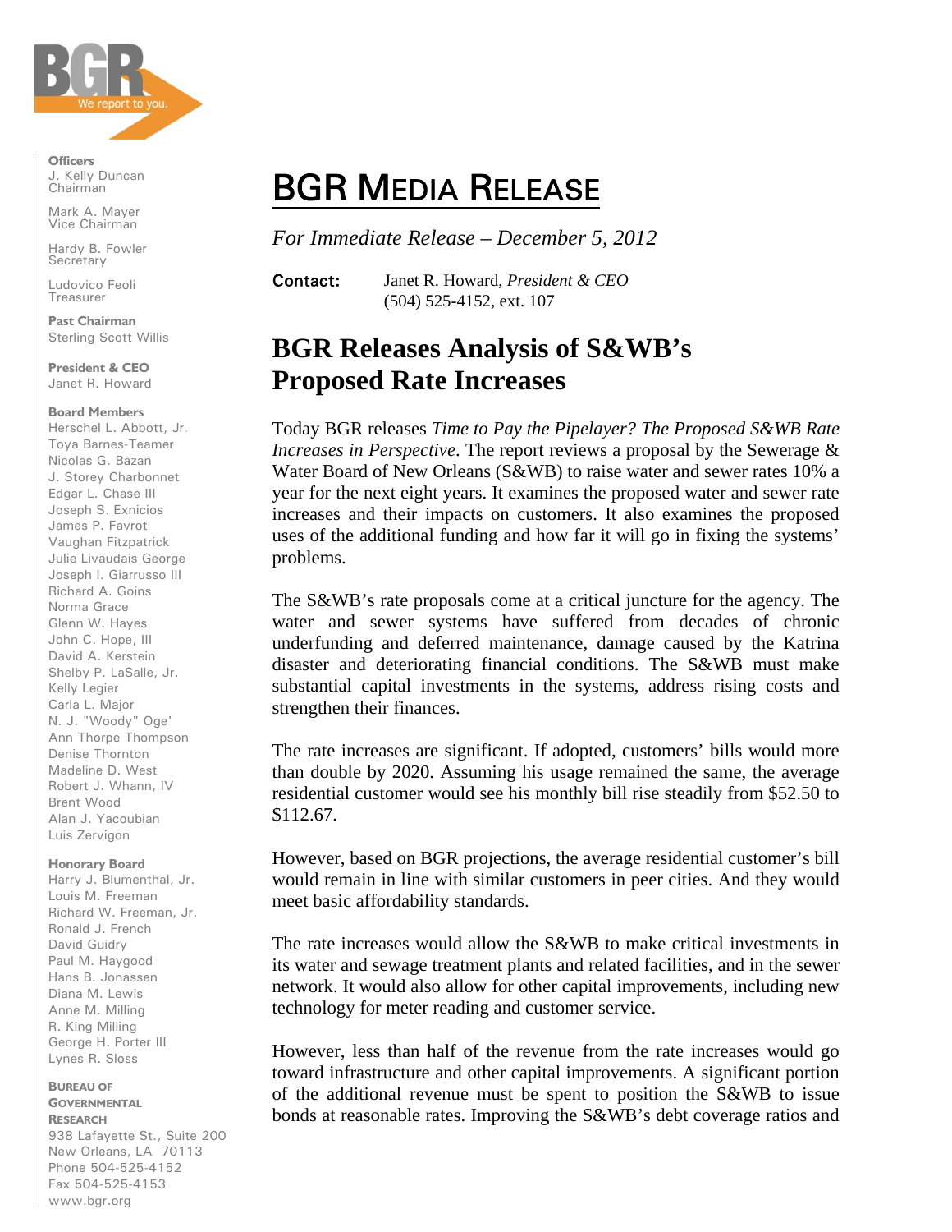**Officers**
J. Kelly Duncan
Chairman

Mark A. Mayer
Vice Chairman

Hardy B. Fowler
Secretary

Ludovico Feoli
Treasurer

**Past Chairman**
Sterling Scott Willis

**President & CEO**
Janet R. Howard

**Board Members**
Herschel L. Abbott, Jr.
Toya Barnes-Teamer
Nicolas G. Bazan
J. Storey Charbonnet
Edgar L. Chase III
Joseph S. Exnicios
James P. Favrot
Vaughan Fitzpatrick
Julie Livaudais George
Joseph I. Giarrusso III
Richard A. Goins
Norma Grace
Glenn W. Hayes
John C. Hope, III
David A. Kerstein
Shelby P. LaSalle, Jr.
Kelly Legier
Carla L. Major
N. J. "Woody" Oge'
Ann Thorpe Thompson
Denise Thornton
Madeline D. West
Robert J. Whann, IV
Brent Wood
Alan J. Yacoubian
Luis Zervigon

**Honorary Board**
Harry J. Blumenthal, Jr.
Louis M. Freeman
Richard W. Freeman, Jr.
Ronald J. French
David Guidry
Paul M. Haygood
Hans B. Jonassen
Diana M. Lewis
Anne M. Milling
R. King Milling
George H. Porter III
Lynes R. Sloss

**BUREAU OF GOVERNMENTAL RESEARCH**
938 Lafayette St., Suite 200
New Orleans, LA 70113
Phone 504-525-4152
Fax 504-525-4153
www.bgr.org

# BGR MEDIA RELEASE

*For Immediate Release – December 5, 2012*

**Contact:** Janet R. Howard, *President & CEO*
(504) 525-4152, ext. 107

## BGR Releases Analysis of S&WB's Proposed Rate Increases

Today BGR releases *Time to Pay the Pipelayer? The Proposed S&WB Rate Increases in Perspective*. The report reviews a proposal by the Sewerage & Water Board of New Orleans (S&WB) to raise water and sewer rates 10% a year for the next eight years. It examines the proposed water and sewer rate increases and their impacts on customers. It also examines the proposed uses of the additional funding and how far it will go in fixing the systems' problems.

The S&WB's rate proposals come at a critical juncture for the agency. The water and sewer systems have suffered from decades of chronic underfunding and deferred maintenance, damage caused by the Katrina disaster and deteriorating financial conditions. The S&WB must make substantial capital investments in the systems, address rising costs and strengthen their finances.

The rate increases are significant. If adopted, customers' bills would more than double by 2020. Assuming his usage remained the same, the average residential customer would see his monthly bill rise steadily from $52.50 to $112.67.

However, based on BGR projections, the average residential customer's bill would remain in line with similar customers in peer cities. And they would meet basic affordability standards.

The rate increases would allow the S&WB to make critical investments in its water and sewage treatment plants and related facilities, and in the sewer network. It would also allow for other capital improvements, including new technology for meter reading and customer service.

However, less than half of the revenue from the rate increases would go toward infrastructure and other capital improvements. A significant portion of the additional revenue must be spent to position the S&WB to issue bonds at reasonable rates. Improving the S&WB's debt coverage ratios and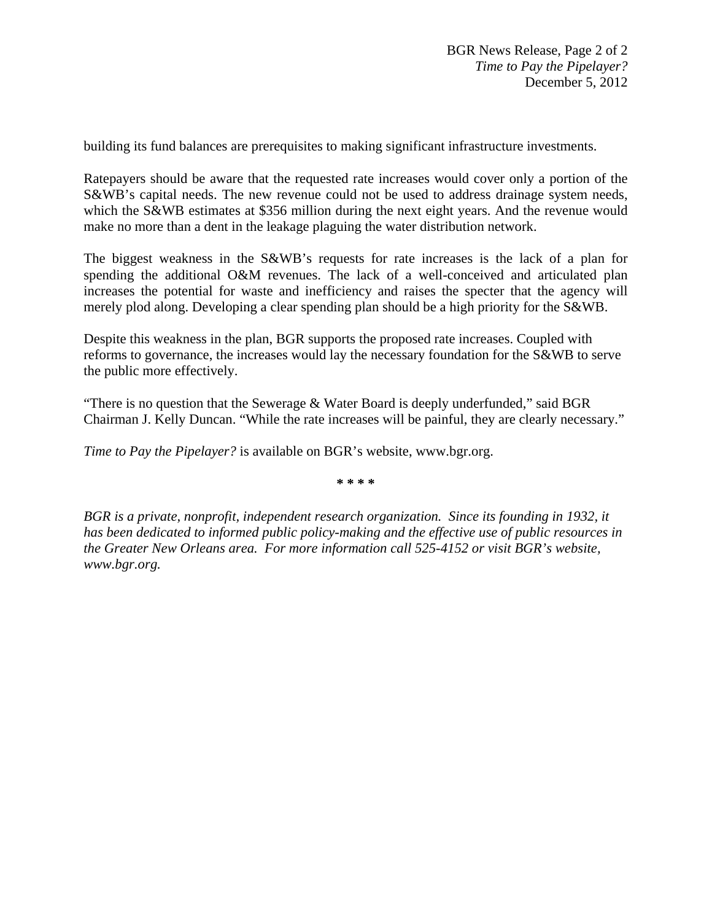building its fund balances are prerequisites to making significant infrastructure investments.

Ratepayers should be aware that the requested rate increases would cover only a portion of the S&WB's capital needs. The new revenue could not be used to address drainage system needs, which the S&WB estimates at $356 million during the next eight years. And the revenue would make no more than a dent in the leakage plaguing the water distribution network.

The biggest weakness in the S&WB's requests for rate increases is the lack of a plan for spending the additional O&M revenues. The lack of a well-conceived and articulated plan increases the potential for waste and inefficiency and raises the specter that the agency will merely plod along. Developing a clear spending plan should be a high priority for the S&WB.

Despite this weakness in the plan, BGR supports the proposed rate increases. Coupled with reforms to governance, the increases would lay the necessary foundation for the S&WB to serve the public more effectively.

"There is no question that the Sewerage & Water Board is deeply underfunded," said BGR Chairman J. Kelly Duncan. "While the rate increases will be painful, they are clearly necessary."

*Time to Pay the Pipelayer?* is available on BGR's website, www.bgr.org.

**\* \* \* \***

*BGR is a private, nonprofit, independent research organization. Since its founding in 1932, it has been dedicated to informed public policy-making and the effective use of public resources in the Greater New Orleans area. For more information call 525-4152 or visit BGR's website, www.bgr.org.*